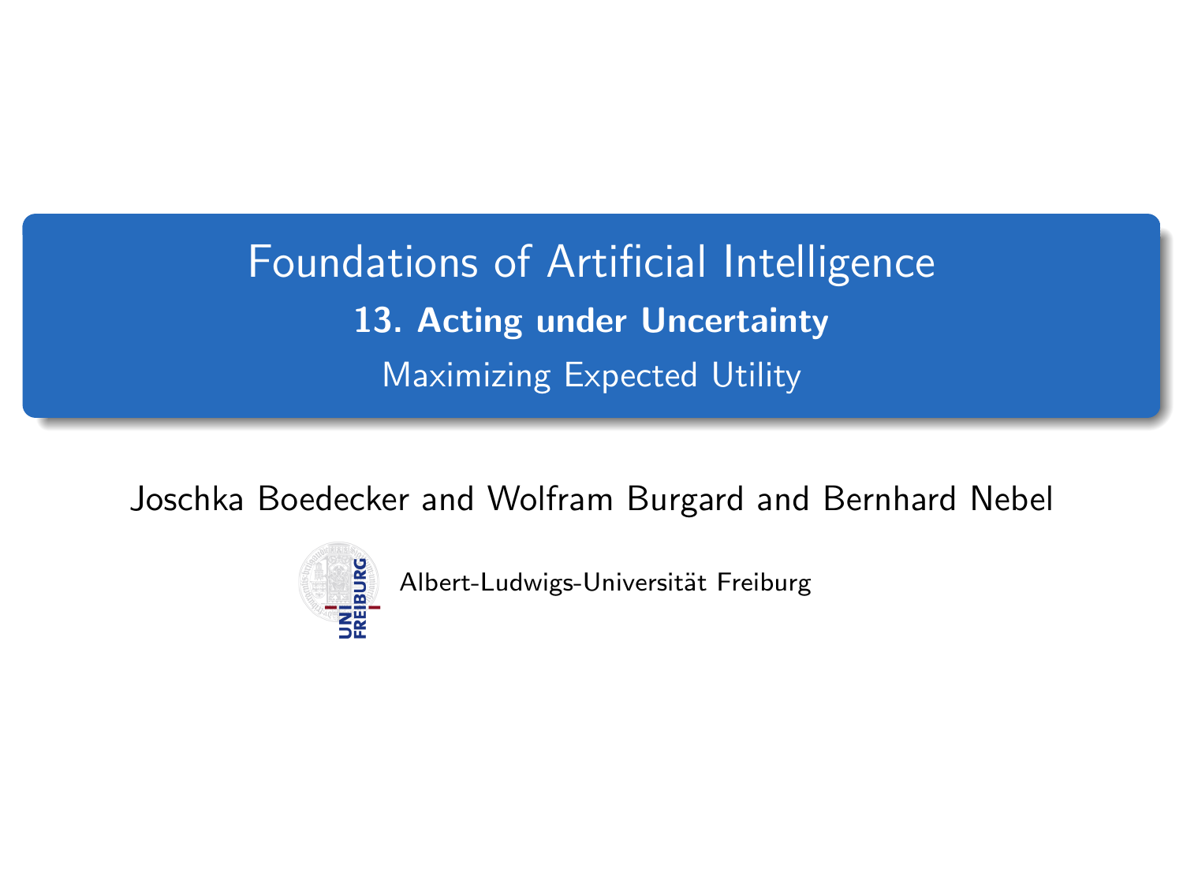# Foundations of Artificial Intelligence

## 13. Acting under Uncertainty

### Maximizing Expected Utility

Joschka Boedecker and Wolfram Burgard and Bernhard Nebel

Albert-Ludwigs-Universität Freiburg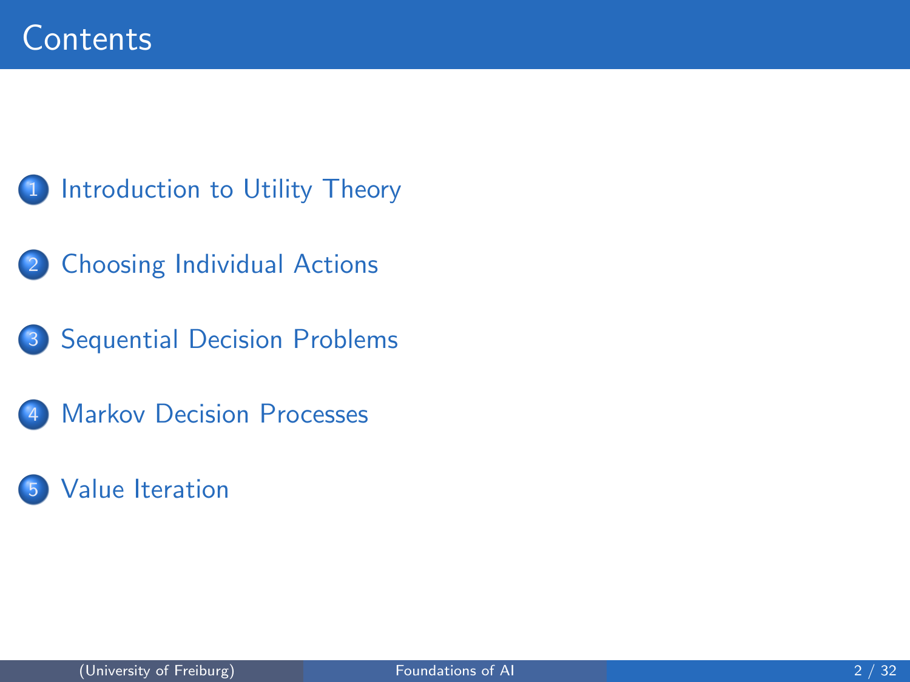# Contents

1. Introduction to Utility Theory
2. Choosing Individual Actions
3. Sequential Decision Problems
4. Markov Decision Processes
5. Value Iteration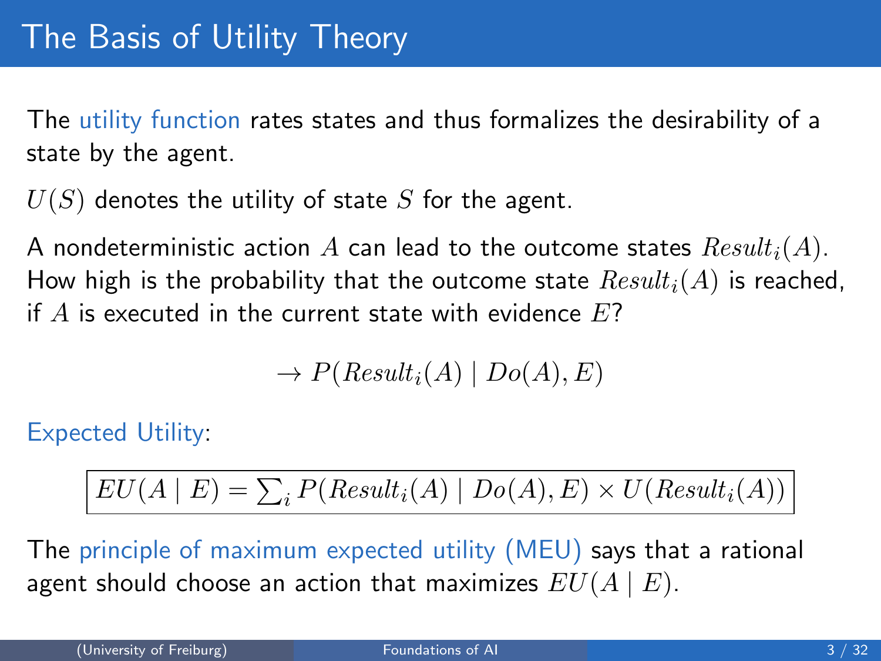# The Basis of Utility Theory

The utility function rates states and thus formalizes the desirability of a state by the agent.

$U(S)$ denotes the utility of state $S$ for the agent.

A nondeterministic action $A$ can lead to the outcome states $Result_i(A)$. How high is the probability that the outcome state $Result_i(A)$ is reached, if $A$ is executed in the current state with evidence $E$?

$$\rightarrow P(Result_i(A) \mid Do(A), E)$$

Expected Utility:

$$\boxed{EU(A \mid E) = \sum_i P(Result_i(A) \mid Do(A), E) \times U(Result_i(A))}$$

The principle of maximum expected utility (MEU) says that a rational agent should choose an action that maximizes $EU(A \mid E)$.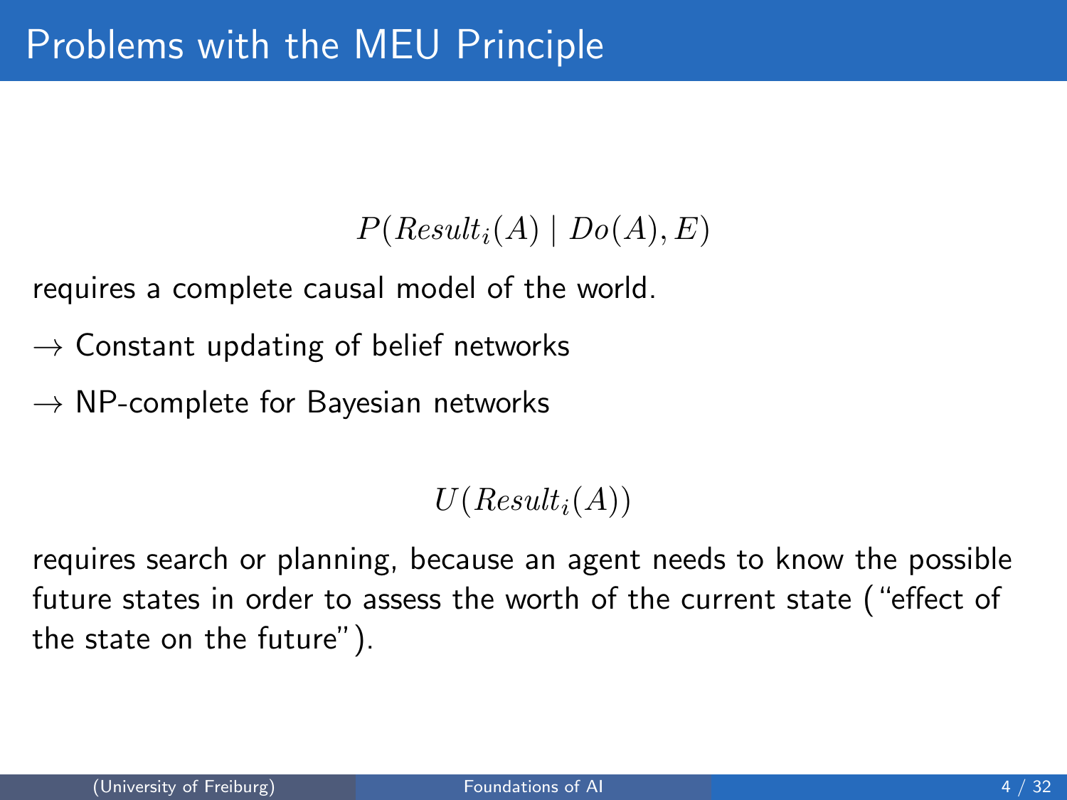# Problems with the MEU Principle

$$P(Result_i(A) \mid Do(A), E)$$

requires a complete causal model of the world.

→ Constant updating of belief networks

→ NP-complete for Bayesian networks

$$U(Result_i(A))$$

requires search or planning, because an agent needs to know the possible future states in order to assess the worth of the current state ("effect of the state on the future").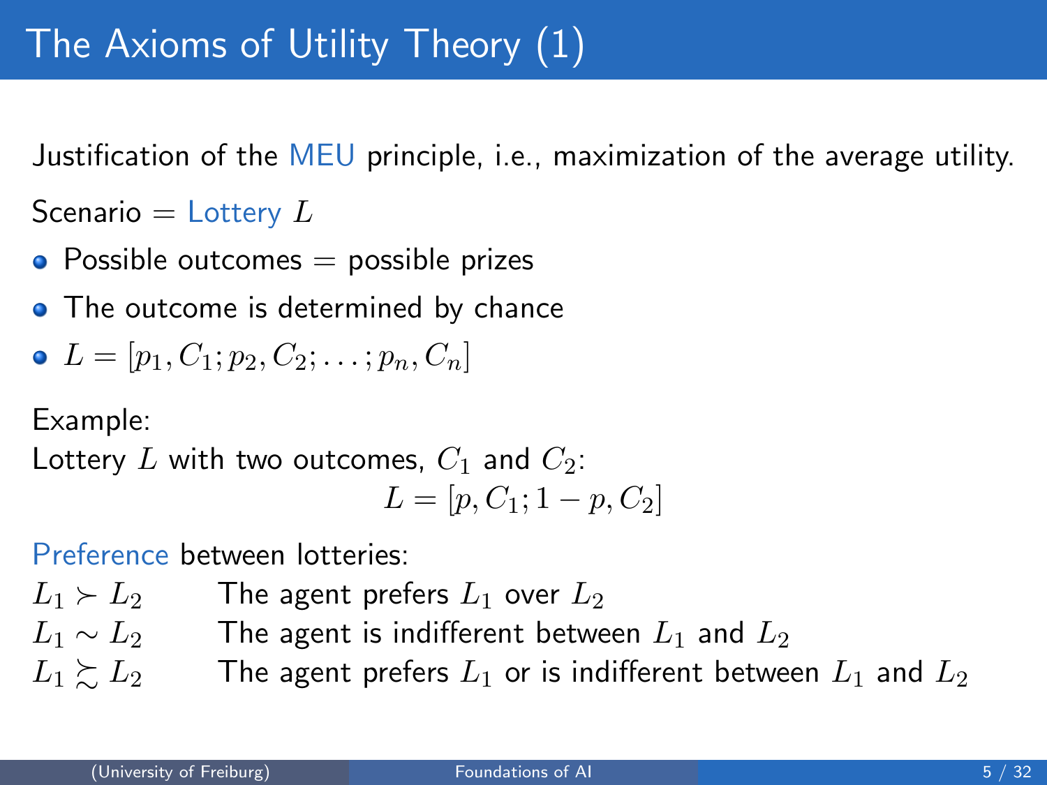# The Axioms of Utility Theory (1)

Justification of the MEU principle, i.e., maximization of the average utility.

Scenario = Lottery $L$

- Possible outcomes = possible prizes
- The outcome is determined by chance
- $L = [p_1, C_1; p_2, C_2; \ldots; p_n, C_n]$

Example:
Lottery $L$ with two outcomes, $C_1$ and $C_2$:

$$L = [p, C_1; 1 - p, C_2]$$

Preference between lotteries:

| | |
|---|---|
| $L_1 \succ L_2$ | The agent prefers $L_1$ over $L_2$ |
| $L_1 \sim L_2$ | The agent is indifferent between $L_1$ and $L_2$ |
| $L_1 \succsim L_2$ | The agent prefers $L_1$ or is indifferent between $L_1$ and $L_2$ |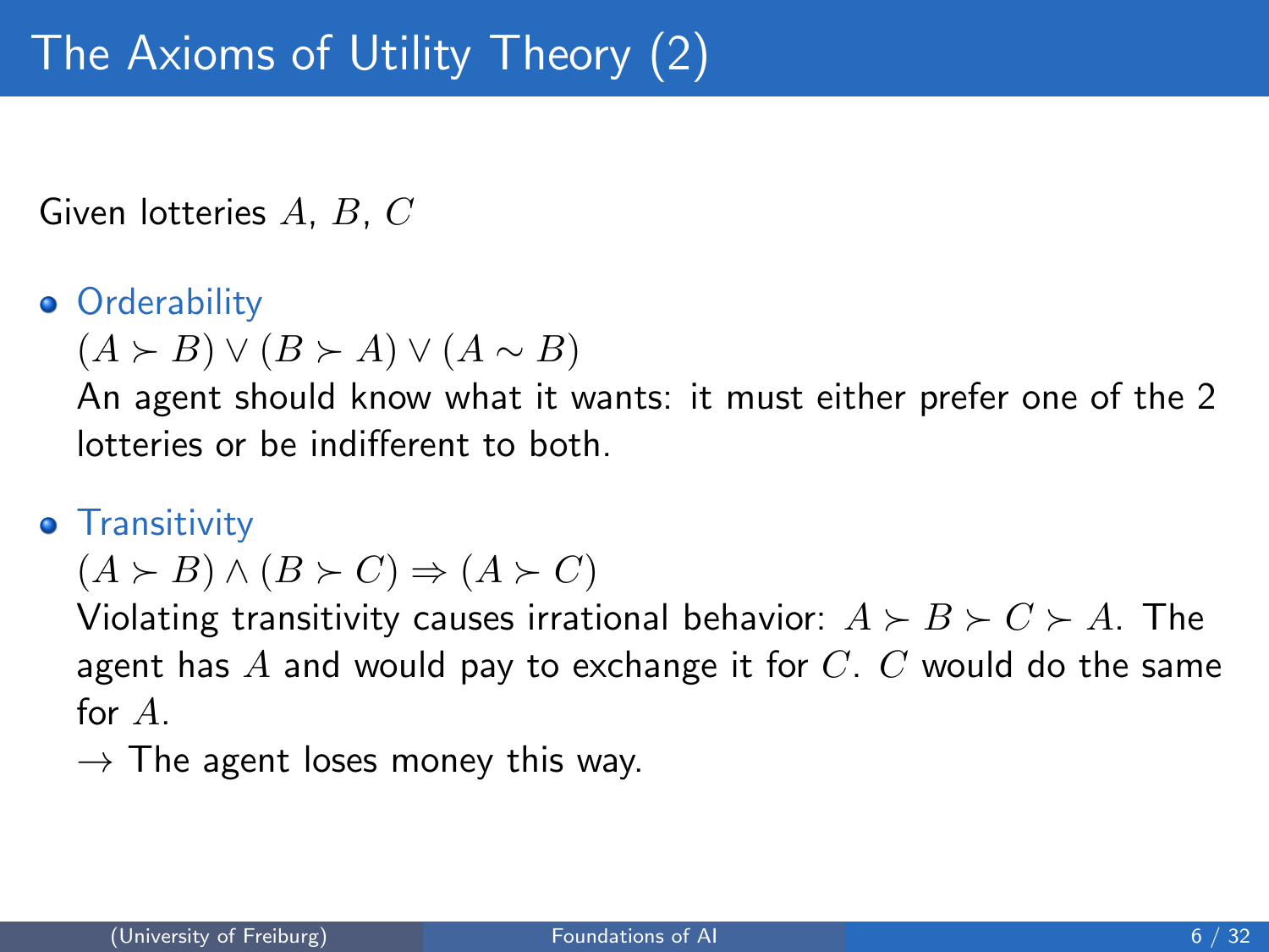# The Axioms of Utility Theory (2)

Given lotteries $A$, $B$, $C$

- **Orderability**

  $(A \succ B) \lor (B \succ A) \lor (A \sim B)$

  An agent should know what it wants: it must either prefer one of the 2 lotteries or be indifferent to both.

- **Transitivity**

  $(A \succ B) \land (B \succ C) \Rightarrow (A \succ C)$

  Violating transitivity causes irrational behavior: $A \succ B \succ C \succ A$. The agent has $A$ and would pay to exchange it for $C$. $C$ would do the same for $A$.

  $\rightarrow$ The agent loses money this way.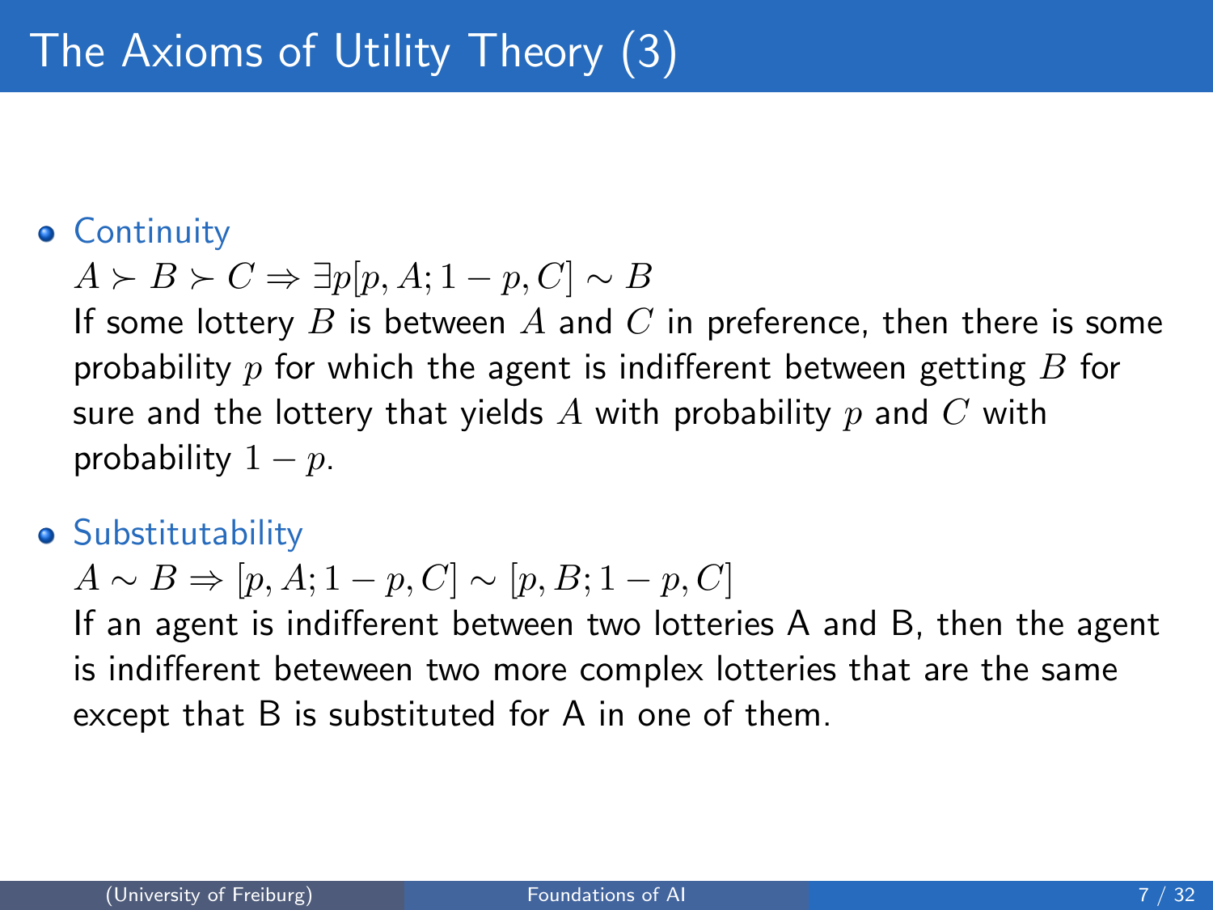# The Axioms of Utility Theory (3)

- Continuity

  $A \succ B \succ C \Rightarrow \exists p [p, A; 1-p, C] \sim B$

  If some lottery $B$ is between $A$ and $C$ in preference, then there is some probability $p$ for which the agent is indifferent between getting $B$ for sure and the lottery that yields $A$ with probability $p$ and $C$ with probability $1-p$.

- Substitutability

  $A \sim B \Rightarrow [p, A; 1-p, C] \sim [p, B; 1-p, C]$

  If an agent is indifferent between two lotteries A and B, then the agent is indifferent beteween two more complex lotteries that are the same except that B is substituted for A in one of them.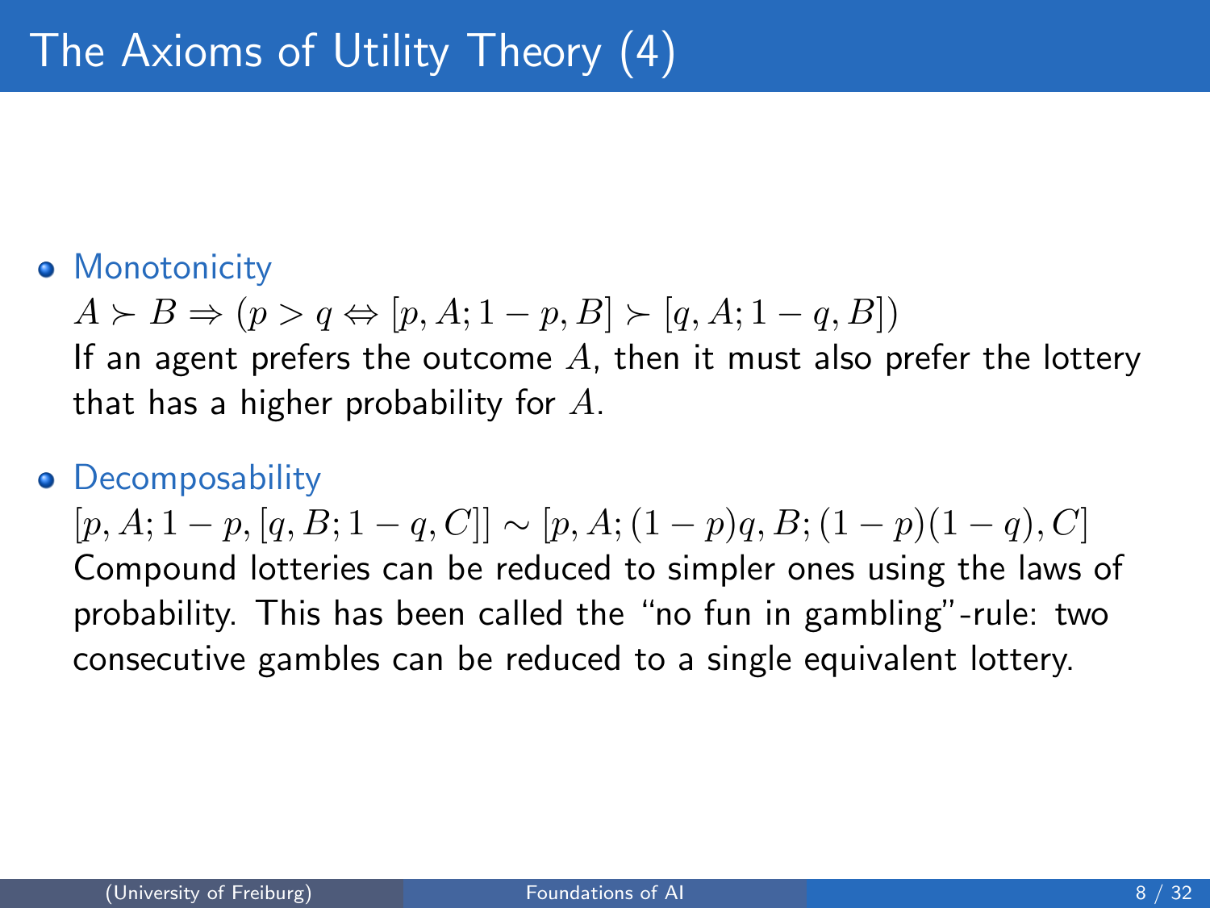# The Axioms of Utility Theory (4)

- **Monotonicity**

  $A \succ B \Rightarrow (p > q \Leftrightarrow [p, A; 1-p, B] \succ [q, A; 1-q, B])$

  If an agent prefers the outcome $A$, then it must also prefer the lottery that has a higher probability for $A$.

- **Decomposability**

  $[p, A; 1-p, [q, B; 1-q, C]] \sim [p, A; (1-p)q, B; (1-p)(1-q), C]$

  Compound lotteries can be reduced to simpler ones using the laws of probability. This has been called the "no fun in gambling"-rule: two consecutive gambles can be reduced to a single equivalent lottery.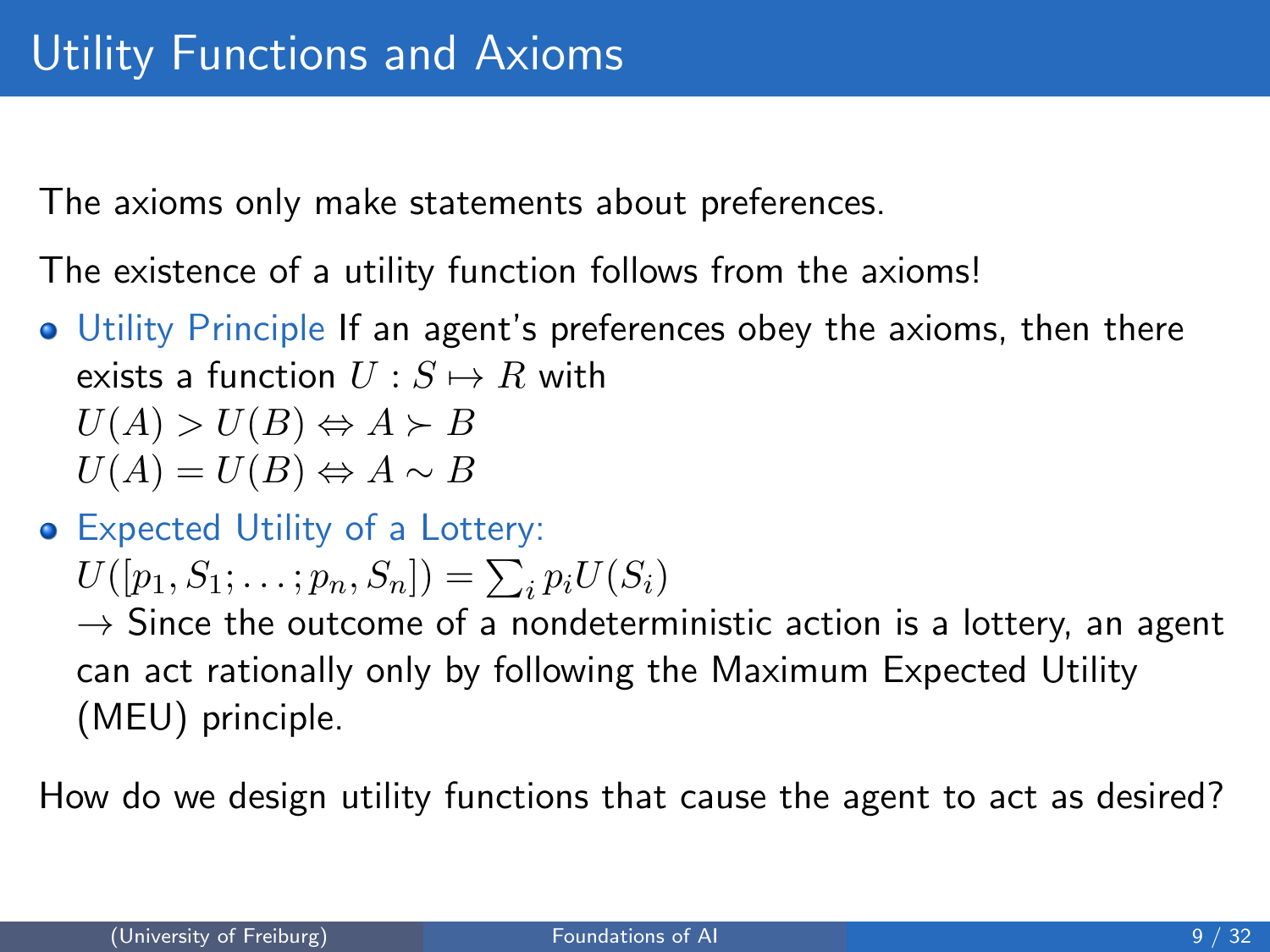# Utility Functions and Axioms

The axioms only make statements about preferences.

The existence of a utility function follows from the axioms!

- Utility Principle If an agent's preferences obey the axioms, then there exists a function $U : S \mapsto R$ with
  $U(A) > U(B) \Leftrightarrow A \succ B$
  $U(A) = U(B) \Leftrightarrow A \sim B$
- Expected Utility of a Lottery:
  $U([p_1, S_1; \ldots; p_n, S_n]) = \sum_i p_i U(S_i)$
  $\rightarrow$ Since the outcome of a nondeterministic action is a lottery, an agent can act rationally only by following the Maximum Expected Utility (MEU) principle.

How do we design utility functions that cause the agent to act as desired?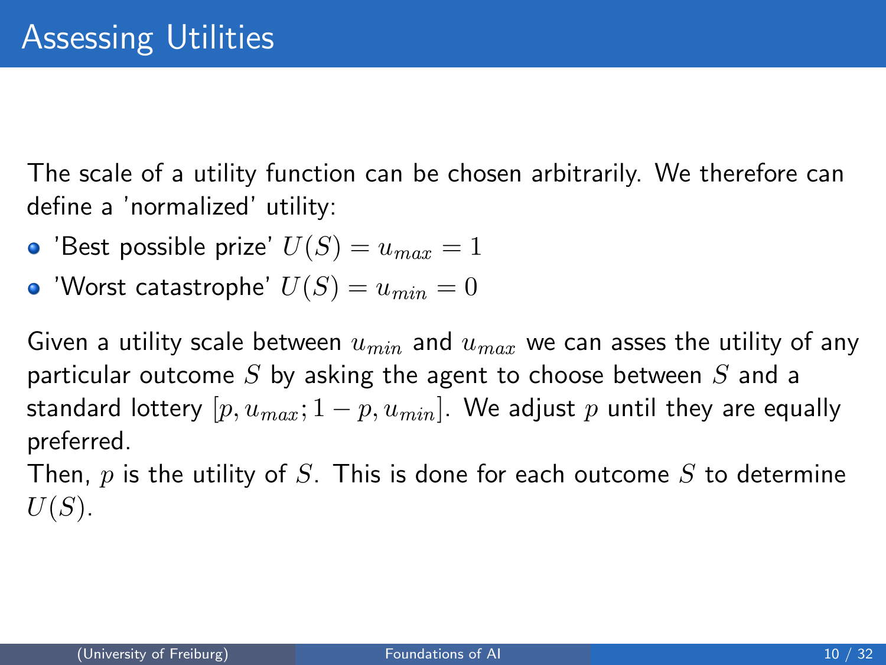# Assessing Utilities

The scale of a utility function can be chosen arbitrarily. We therefore can define a 'normalized' utility:

- 'Best possible prize' $U(S) = u_{max} = 1$
- 'Worst catastrophe' $U(S) = u_{min} = 0$

Given a utility scale between $u_{min}$ and $u_{max}$ we can asses the utility of any particular outcome $S$ by asking the agent to choose between $S$ and a standard lottery $[p, u_{max}; 1 - p, u_{min}]$. We adjust $p$ until they are equally preferred.

Then, $p$ is the utility of $S$. This is done for each outcome $S$ to determine $U(S)$.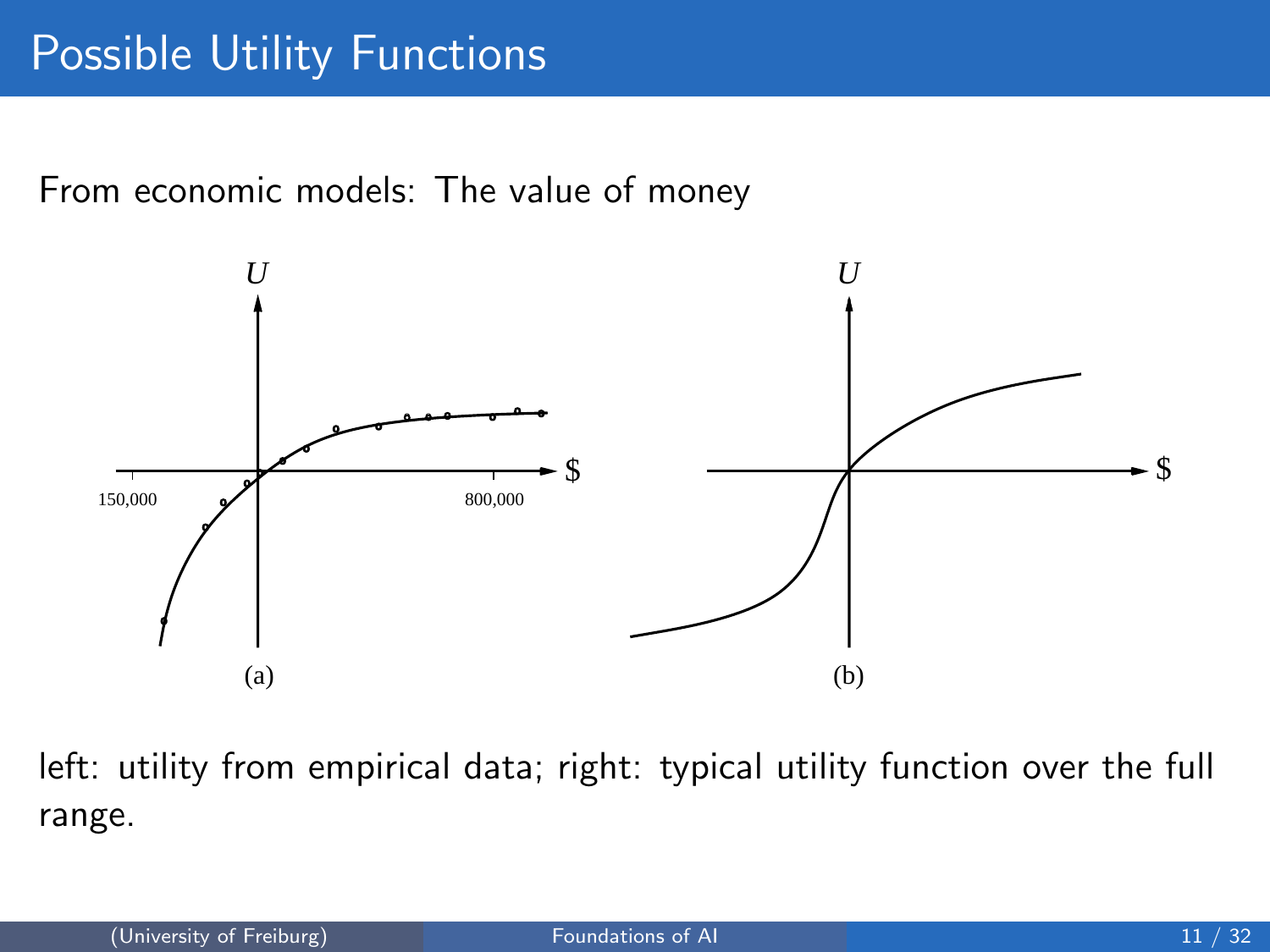# Possible Utility Functions

From economic models: The value of money

$U$

150,000 800,000 $

(a)

$U$

$

(b)

left: utility from empirical data; right: typical utility function over the full range.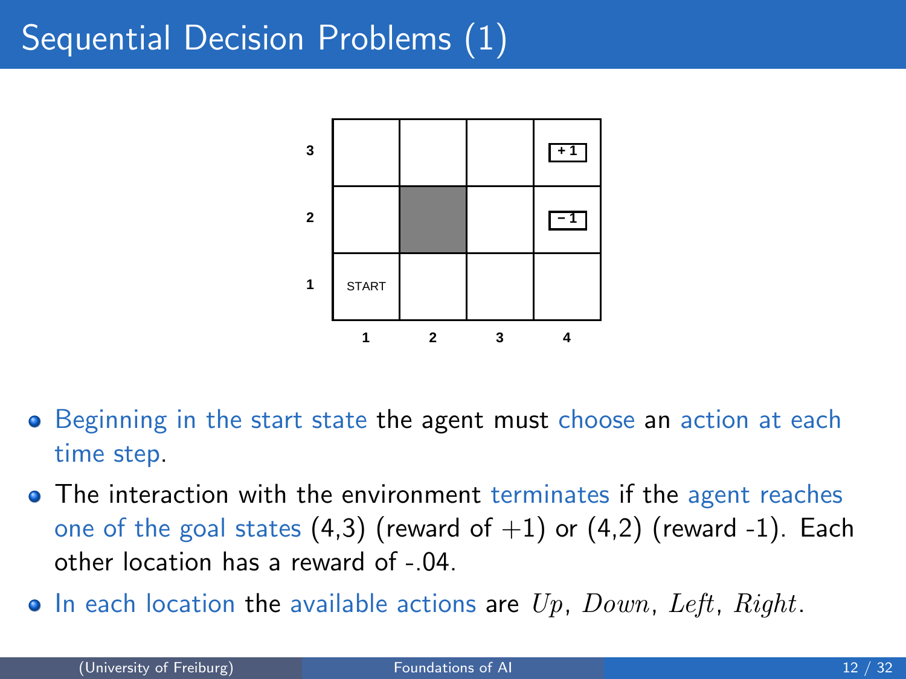# Sequential Decision Problems (1)

| | 1 | 2 | 3 | 4 |
|---|---|---|---|---|
| **3** | | | | +1 |
| **2** | | (blocked) | | −1 |
| **1** | START | | | |

- Beginning in the start state the agent must choose an action at each time step.
- The interaction with the environment terminates if the agent reaches one of the goal states (4,3) (reward of $+1$) or (4,2) (reward -1). Each other location has a reward of -.04.
- In each location the available actions are $Up$, $Down$, $Left$, $Right$.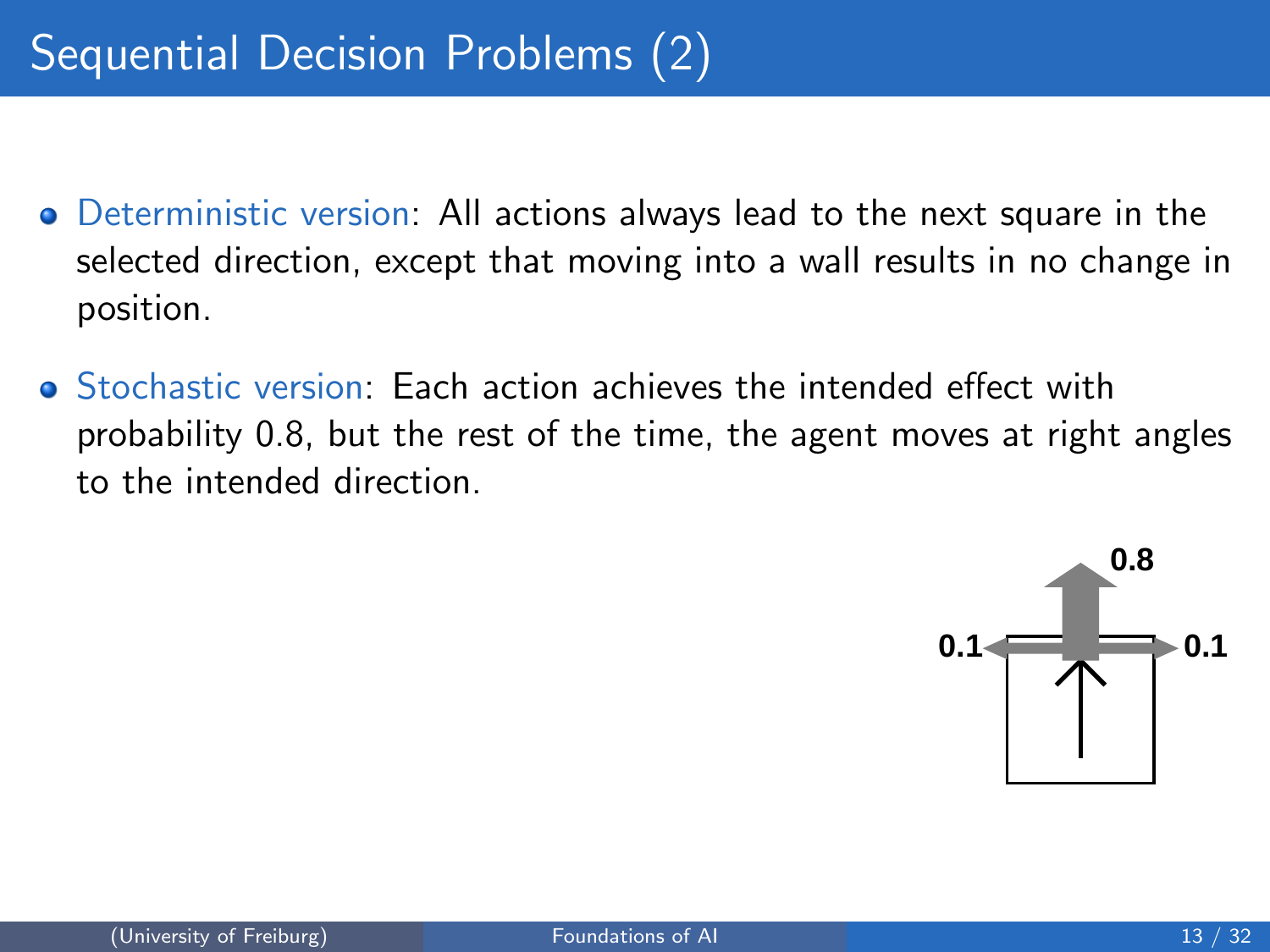# Sequential Decision Problems (2)

- Deterministic version: All actions always lead to the next square in the selected direction, except that moving into a wall results in no change in position.
- Stochastic version: Each action achieves the intended effect with probability 0.8, but the rest of the time, the agent moves at right angles to the intended direction.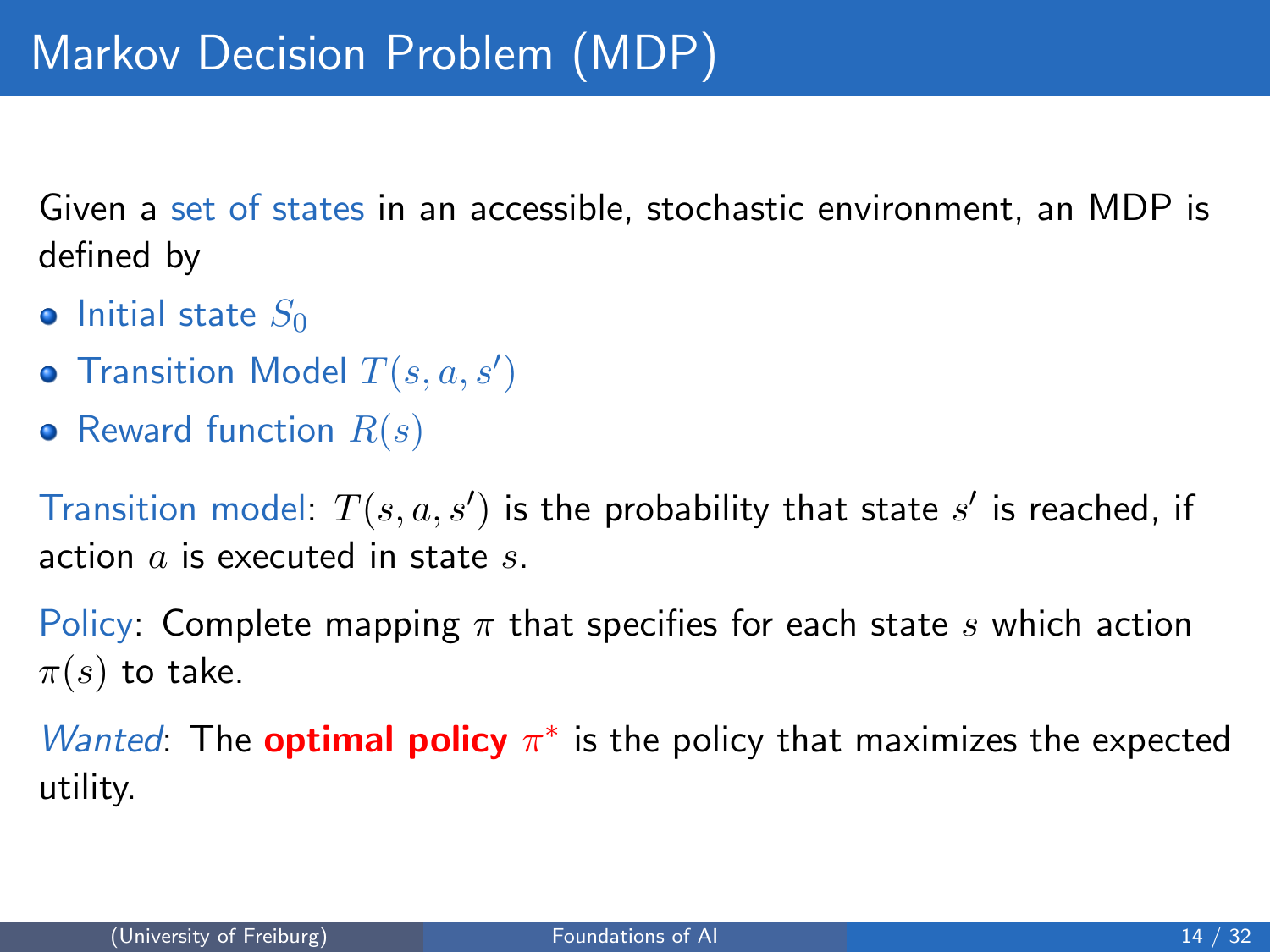# Markov Decision Problem (MDP)

Given a set of states in an accessible, stochastic environment, an MDP is defined by

- Initial state $S_0$
- Transition Model $T(s, a, s')$
- Reward function $R(s)$

Transition model: $T(s, a, s')$ is the probability that state $s'$ is reached, if action $a$ is executed in state $s$.

Policy: Complete mapping $\pi$ that specifies for each state $s$ which action $\pi(s)$ to take.

*Wanted*: The **optimal policy** $\pi^*$ is the policy that maximizes the expected utility.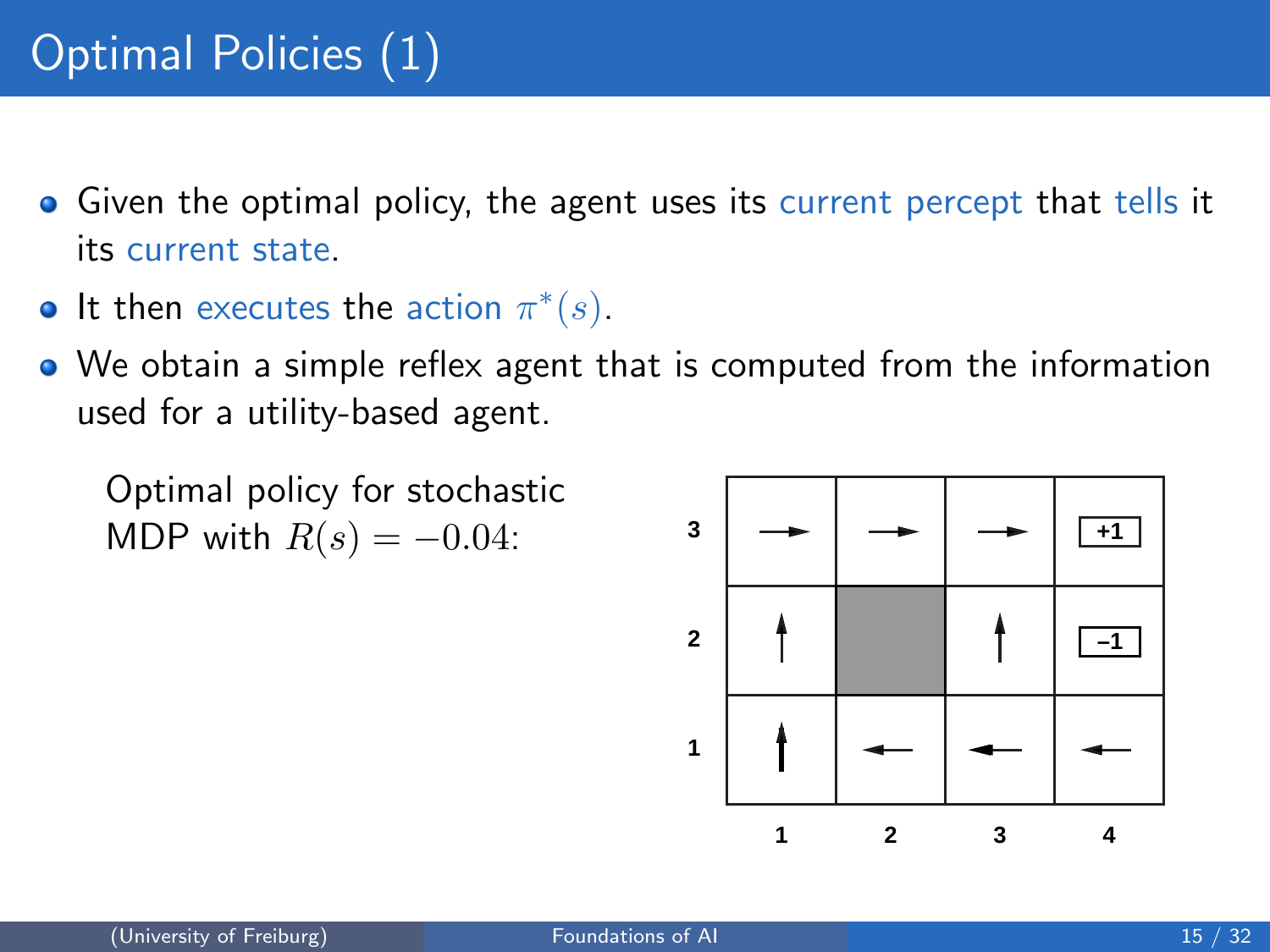# Optimal Policies (1)

- Given the optimal policy, the agent uses its current percept that tells it its current state.
- It then executes the action $\pi^*(s)$.
- We obtain a simple reflex agent that is computed from the information used for a utility-based agent.

Optimal policy for stochastic MDP with $R(s) = -0.04$:

| | 1 | 2 | 3 | 4 |
|---|---|---|---|---|
| **3** | → | → | → | +1 |
| **2** | ↑ | | ↑ | –1 |
| **1** | ↑ | ← | ← | ← |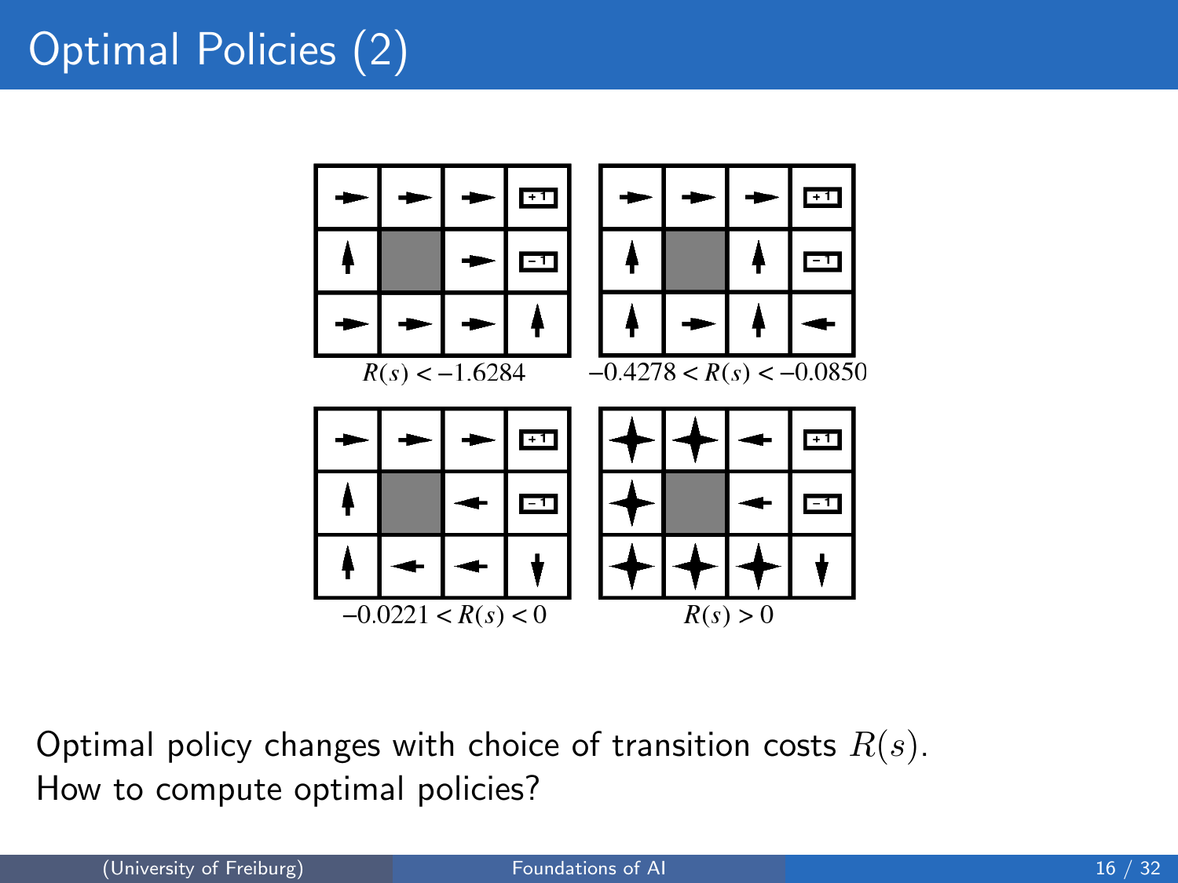# Optimal Policies (2)

$R(s) < -1.6284$

$-0.4278 < R(s) < -0.0850$

$-0.0221 < R(s) < 0$

$R(s) > 0$

Optimal policy changes with choice of transition costs $R(s)$.
How to compute optimal policies?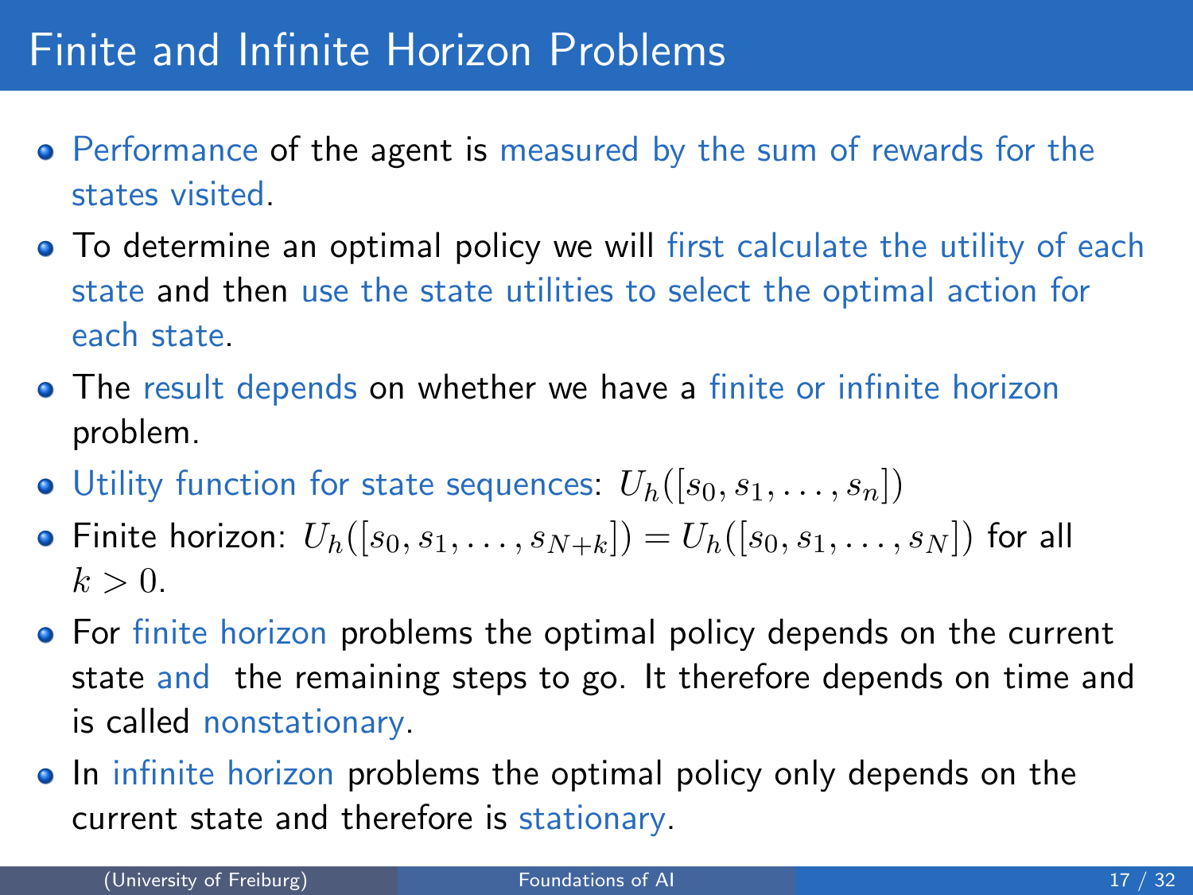# Finite and Infinite Horizon Problems

- Performance of the agent is measured by the sum of rewards for the states visited.
- To determine an optimal policy we will first calculate the utility of each state and then use the state utilities to select the optimal action for each state.
- The result depends on whether we have a finite or infinite horizon problem.
- Utility function for state sequences: $U_h([s_0, s_1, \ldots, s_n])$
- Finite horizon: $U_h([s_0, s_1, \ldots, s_{N+k}]) = U_h([s_0, s_1, \ldots, s_N])$ for all $k > 0$.
- For finite horizon problems the optimal policy depends on the current state and the remaining steps to go. It therefore depends on time and is called nonstationary.
- In infinite horizon problems the optimal policy only depends on the current state and therefore is stationary.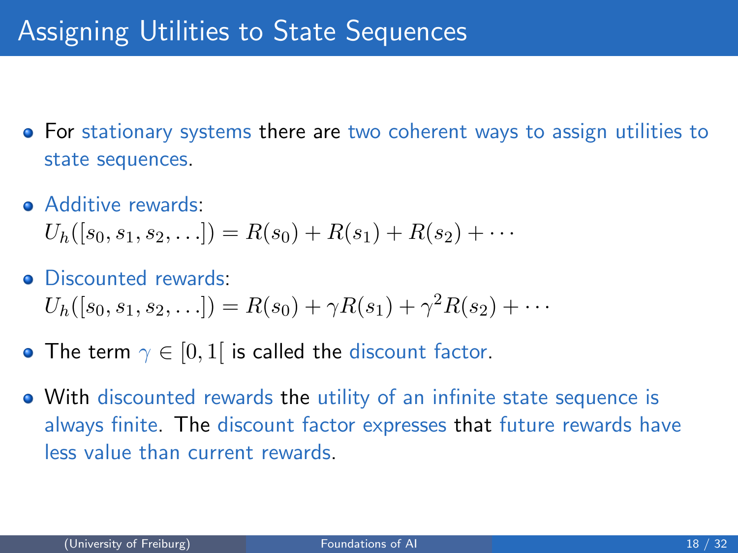# Assigning Utilities to State Sequences

- For stationary systems there are two coherent ways to assign utilities to state sequences.
- Additive rewards:
  $U_h([s_0, s_1, s_2, \ldots]) = R(s_0) + R(s_1) + R(s_2) + \cdots$
- Discounted rewards:
  $U_h([s_0, s_1, s_2, \ldots]) = R(s_0) + \gamma R(s_1) + \gamma^2 R(s_2) + \cdots$
- The term $\gamma \in [0, 1[$ is called the discount factor.
- With discounted rewards the utility of an infinite state sequence is always finite. The discount factor expresses that future rewards have less value than current rewards.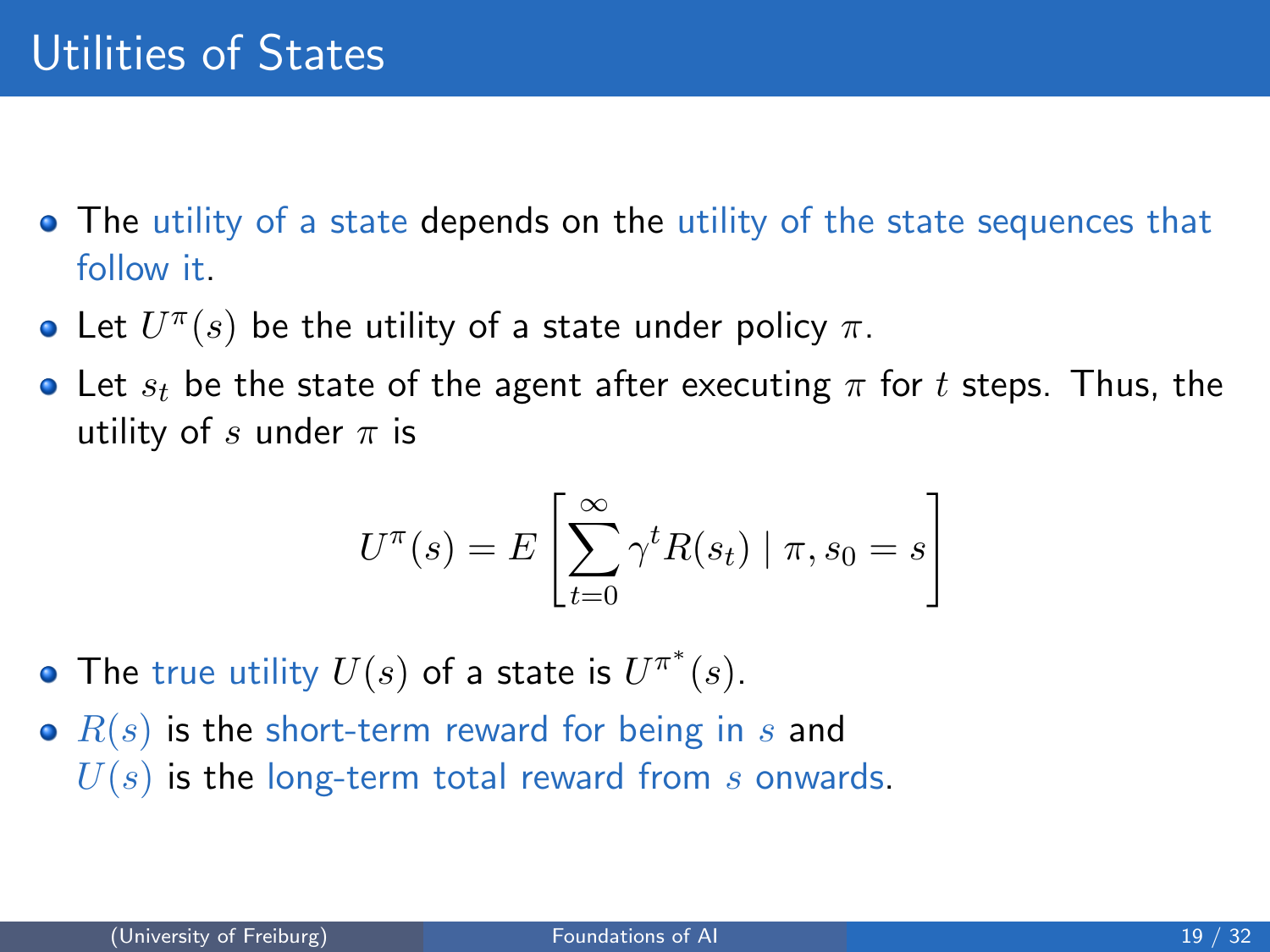# Utilities of States

- The utility of a state depends on the utility of the state sequences that follow it.
- Let $U^\pi(s)$ be the utility of a state under policy $\pi$.
- Let $s_t$ be the state of the agent after executing $\pi$ for $t$ steps. Thus, the utility of $s$ under $\pi$ is

$$U^\pi(s) = E\left[\sum_{t=0}^{\infty} \gamma^t R(s_t) \mid \pi, s_0 = s\right]$$

- The true utility $U(s)$ of a state is $U^{\pi^*}(s)$.
- $R(s)$ is the short-term reward for being in $s$ and $U(s)$ is the long-term total reward from $s$ onwards.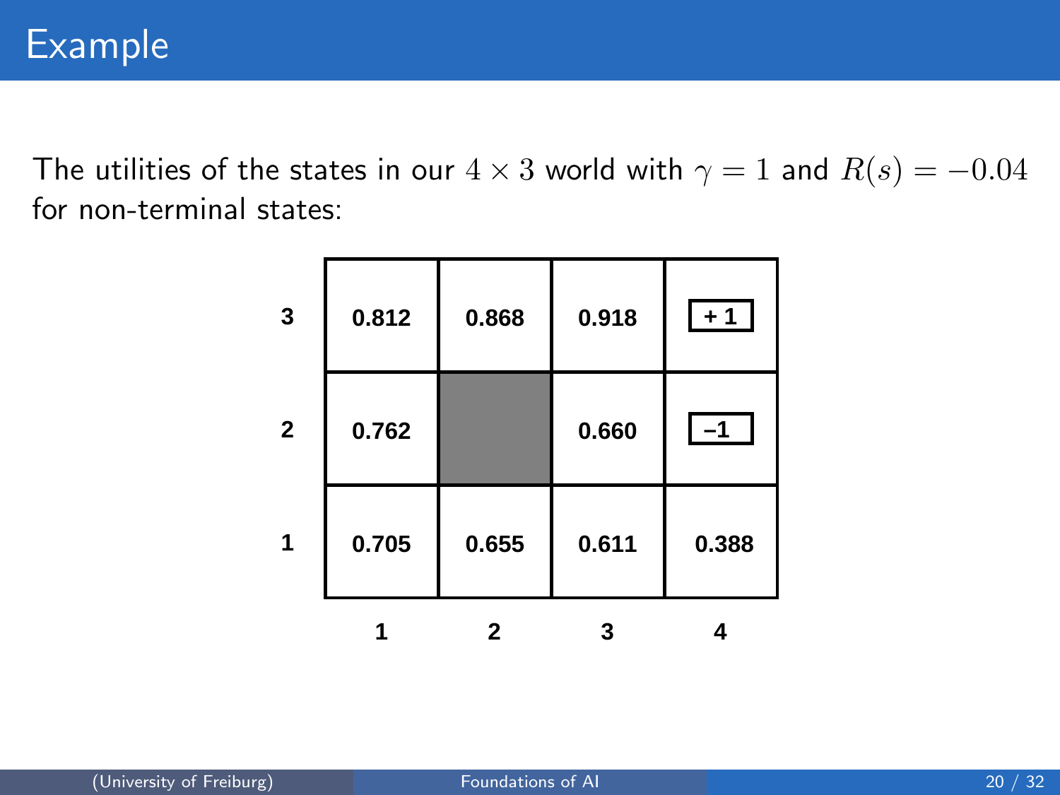# Example

The utilities of the states in our $4 \times 3$ world with $\gamma = 1$ and $R(s) = -0.04$ for non-terminal states:

| | 1 | 2 | 3 | 4 |
|---|---|---|---|---|
| **3** | 0.812 | 0.868 | 0.918 | + 1 |
| **2** | 0.762 | | 0.660 | –1 |
| **1** | 0.705 | 0.655 | 0.611 | 0.388 |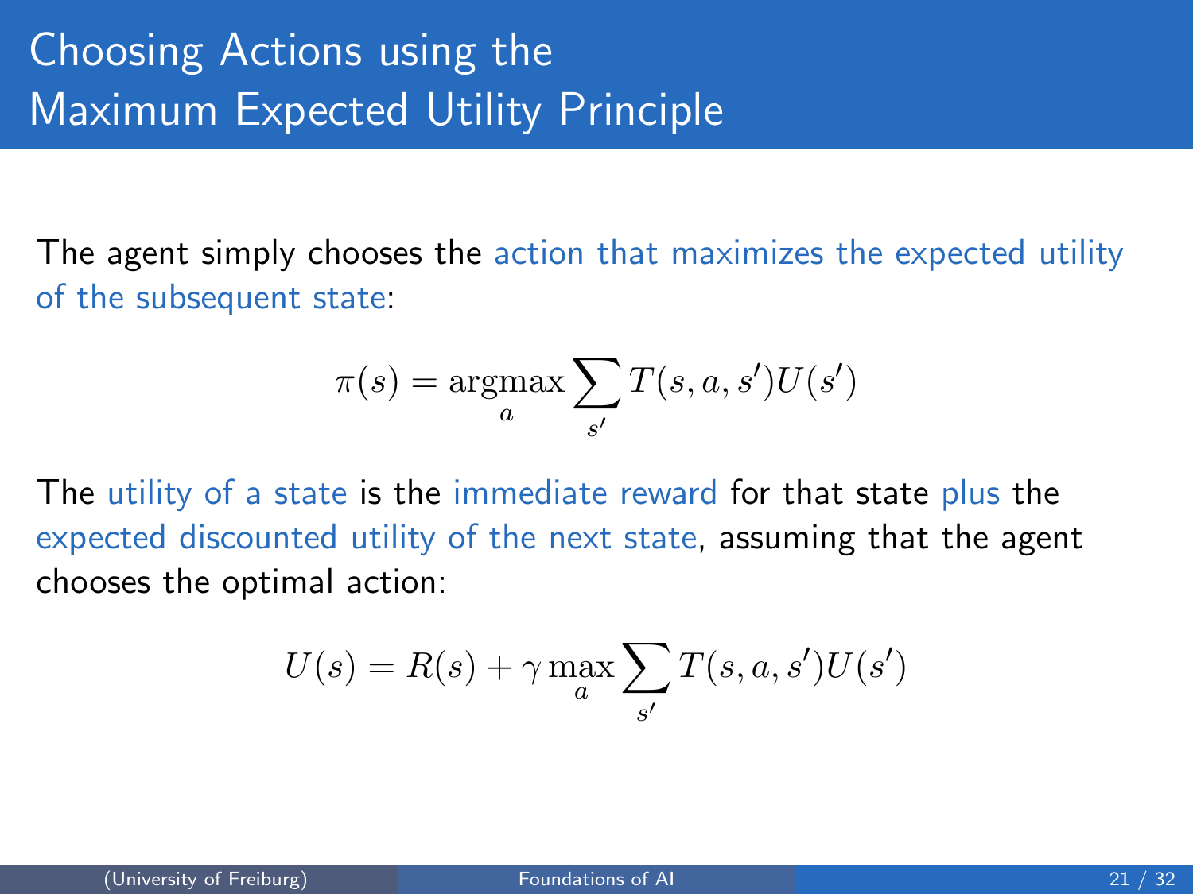# Choosing Actions using the Maximum Expected Utility Principle

The agent simply chooses the action that maximizes the expected utility of the subsequent state:

$$\pi(s) = \underset{a}{\operatorname{argmax}} \sum_{s'} T(s, a, s') U(s')$$

The utility of a state is the immediate reward for that state plus the expected discounted utility of the next state, assuming that the agent chooses the optimal action:

$$U(s) = R(s) + \gamma \max_{a} \sum_{s'} T(s, a, s') U(s')$$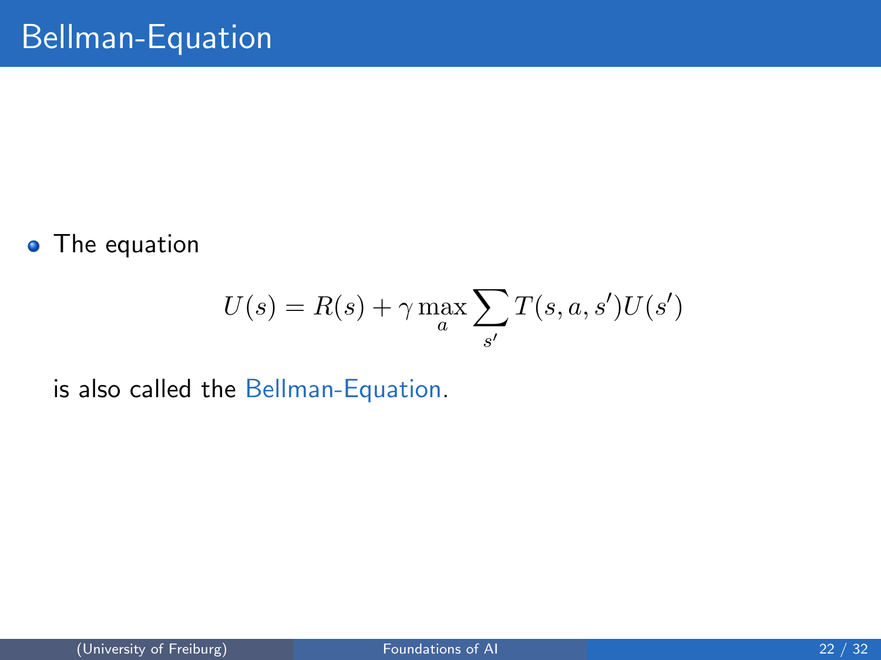# Bellman-Equation

- The equation

$$U(s) = R(s) + \gamma \max_a \sum_{s'} T(s, a, s')U(s')$$

is also called the Bellman-Equation.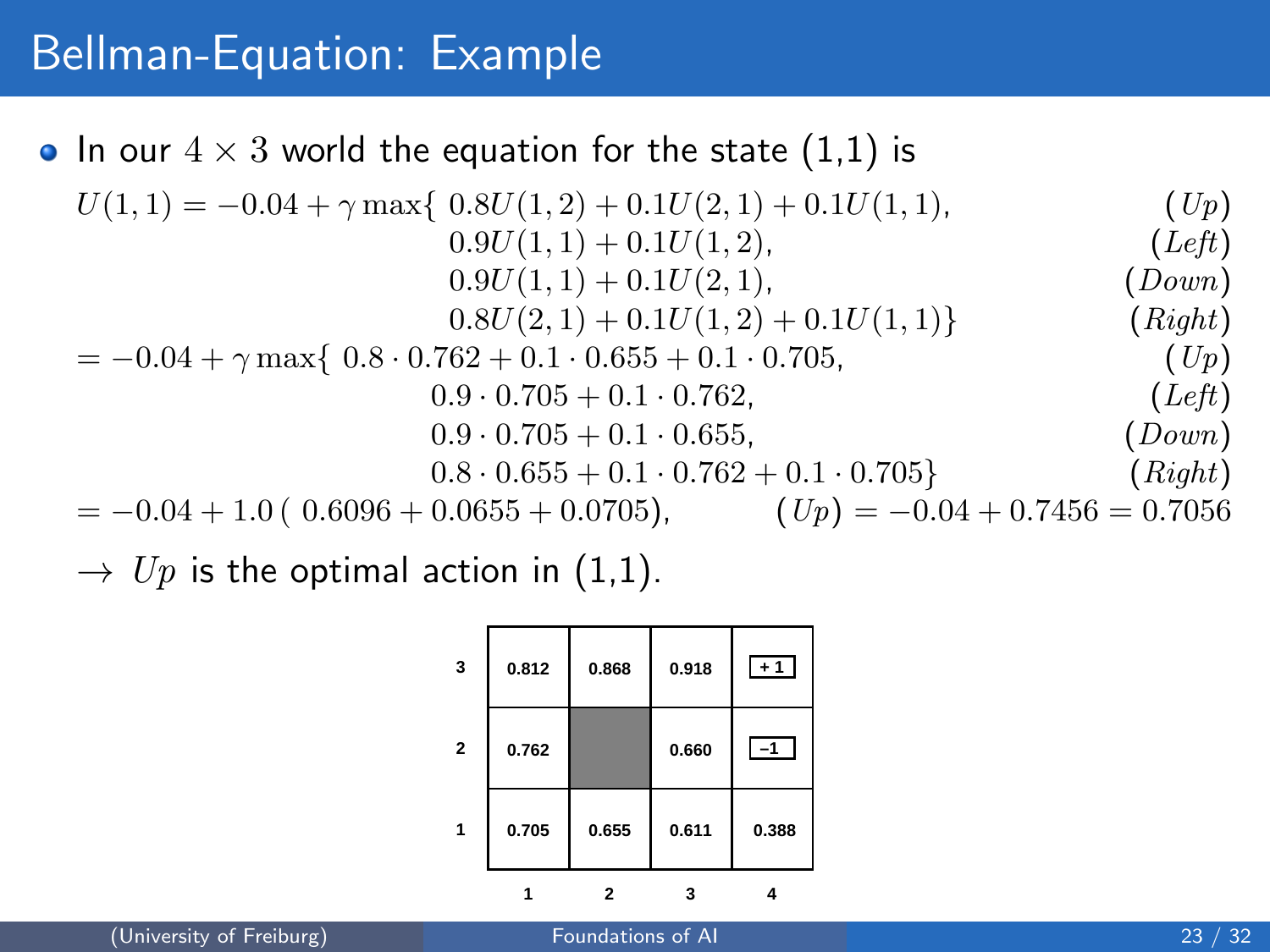# Bellman-Equation: Example

- In our $4 \times 3$ world the equation for the state (1,1) is

$$
\begin{aligned}
U(1,1) = -0.04 + \gamma \max\{ & 0.8U(1,2) + 0.1U(2,1) + 0.1U(1,1), && (Up)\\
& 0.9U(1,1) + 0.1U(1,2), && (Left)\\
& 0.9U(1,1) + 0.1U(2,1), && (Down)\\
& 0.8U(2,1) + 0.1U(1,2) + 0.1U(1,1)\} && (Right)\\
= -0.04 + \gamma \max\{ & 0.8 \cdot 0.762 + 0.1 \cdot 0.655 + 0.1 \cdot 0.705, && (Up)\\
& 0.9 \cdot 0.705 + 0.1 \cdot 0.762, && (Left)\\
& 0.9 \cdot 0.705 + 0.1 \cdot 0.655, && (Down)\\
& 0.8 \cdot 0.655 + 0.1 \cdot 0.762 + 0.1 \cdot 0.705\} && (Right)\\
= -0.04 + 1.0\,( & 0.6096 + 0.0655 + 0.0705), \quad (Up) = -0.04 + 0.7456 = 0.7056
\end{aligned}
$$

$\rightarrow$ $Up$ is the optimal action in (1,1).

| | 1 | 2 | 3 | 4 |
|---|---|---|---|---|
| **3** | 0.812 | 0.868 | 0.918 | + 1 |
| **2** | 0.762 | | 0.660 | –1 |
| **1** | 0.705 | 0.655 | 0.611 | 0.388 |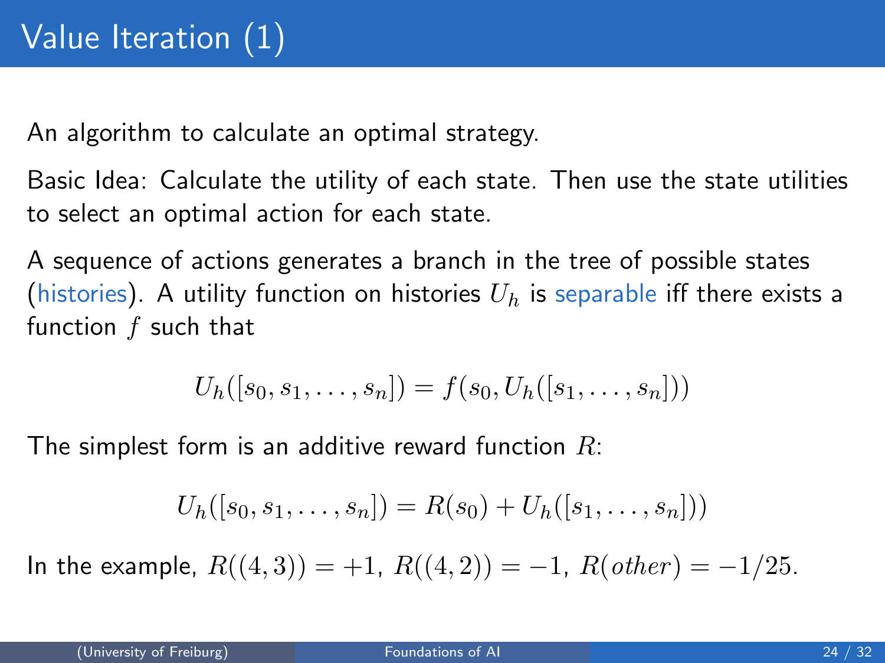# Value Iteration (1)

An algorithm to calculate an optimal strategy.

Basic Idea: Calculate the utility of each state. Then use the state utilities to select an optimal action for each state.

A sequence of actions generates a branch in the tree of possible states (histories). A utility function on histories $U_h$ is separable iff there exists a function $f$ such that

$$U_h([s_0, s_1, \ldots, s_n]) = f(s_0, U_h([s_1, \ldots, s_n]))$$

The simplest form is an additive reward function $R$:

$$U_h([s_0, s_1, \ldots, s_n]) = R(s_0) + U_h([s_1, \ldots, s_n]))$$

In the example, $R((4,3)) = +1$, $R((4,2)) = -1$, $R(other) = -1/25$.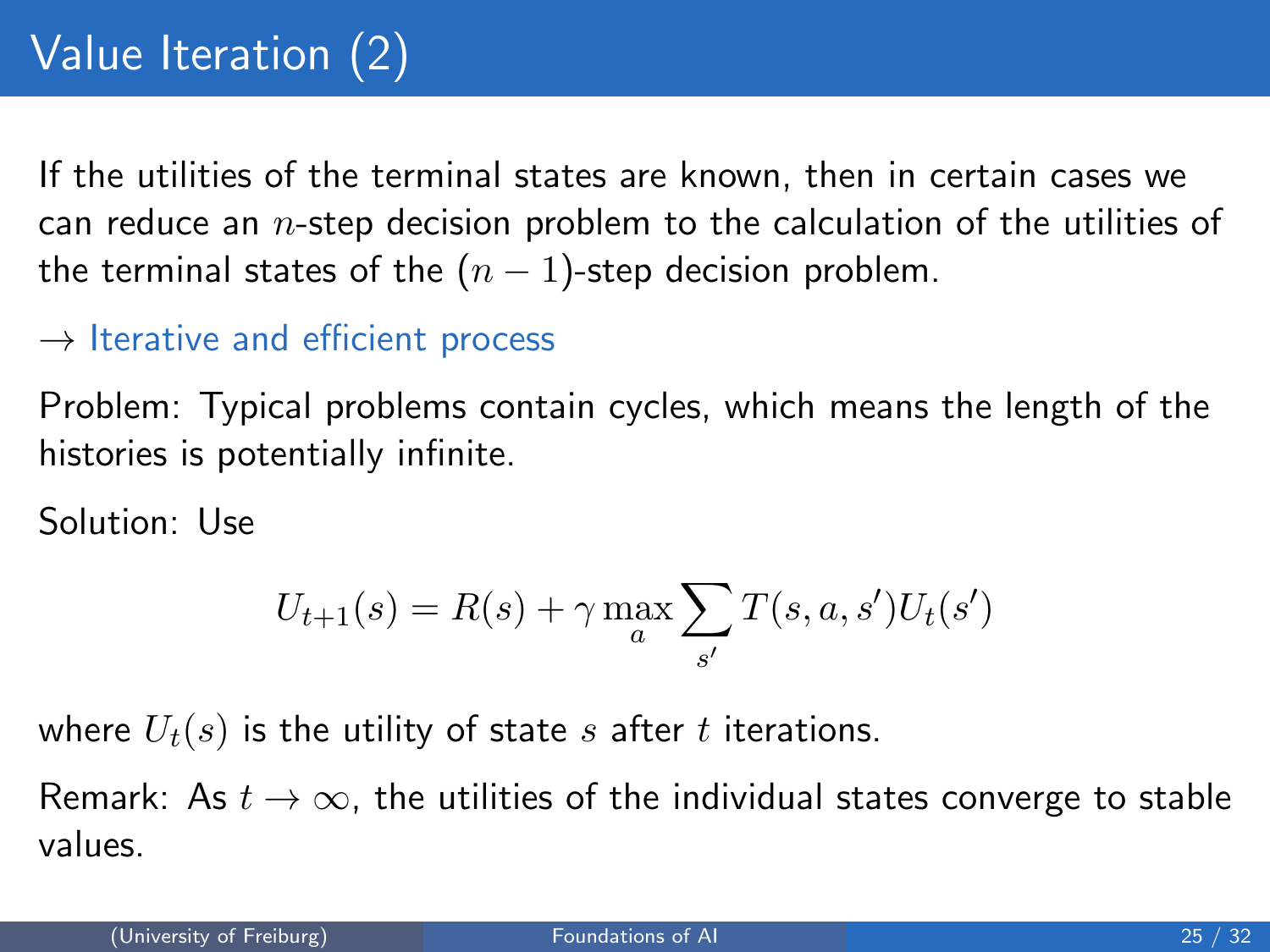# Value Iteration (2)

If the utilities of the terminal states are known, then in certain cases we can reduce an $n$-step decision problem to the calculation of the utilities of the terminal states of the $(n-1)$-step decision problem.

→ Iterative and efficient process

Problem: Typical problems contain cycles, which means the length of the histories is potentially infinite.

Solution: Use

$$U_{t+1}(s) = R(s) + \gamma \max_{a} \sum_{s'} T(s, a, s') U_t(s')$$

where $U_t(s)$ is the utility of state $s$ after $t$ iterations.

Remark: As $t \to \infty$, the utilities of the individual states converge to stable values.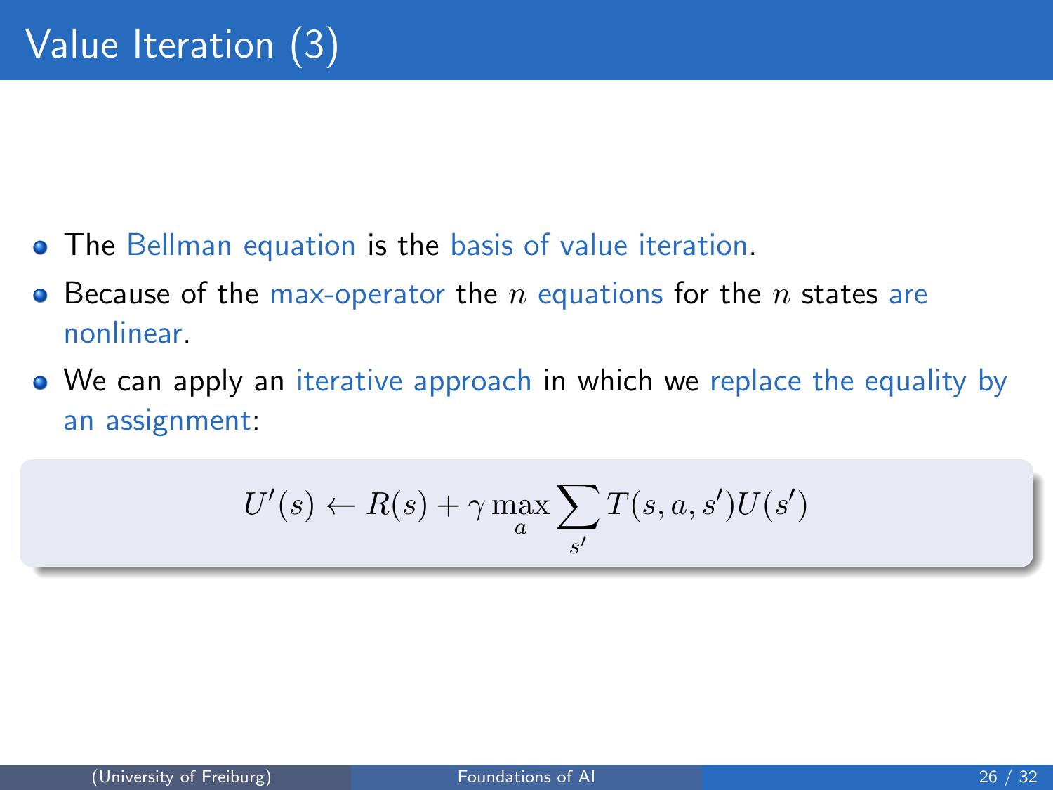# Value Iteration (3)

- The Bellman equation is the basis of value iteration.
- Because of the max-operator the $n$ equations for the $n$ states are nonlinear.
- We can apply an iterative approach in which we replace the equality by an assignment:

$$U'(s) \leftarrow R(s) + \gamma \max_{a} \sum_{s'} T(s, a, s') U(s')$$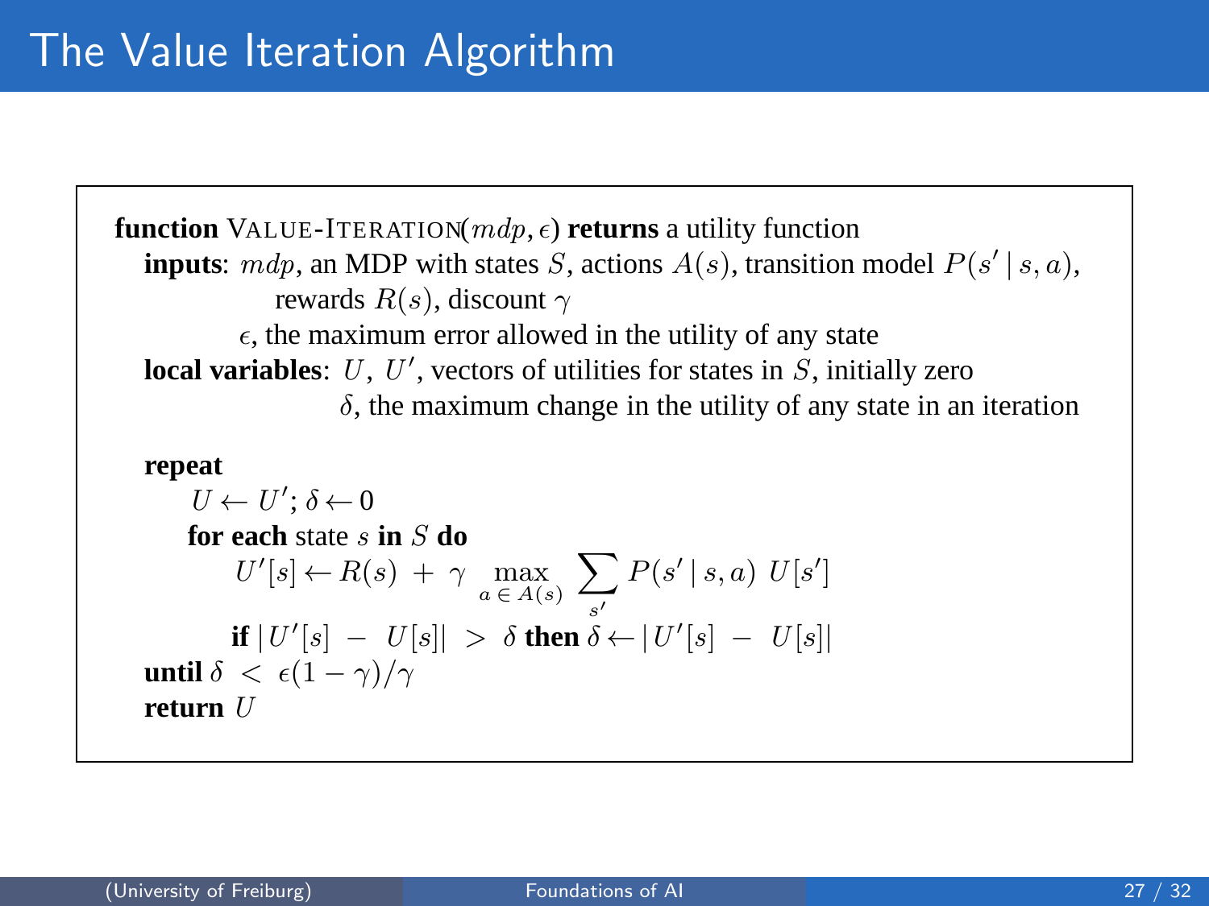# The Value Iteration Algorithm

**function** VALUE-ITERATION($mdp, \epsilon$) **returns** a utility function
  **inputs**: $mdp$, an MDP with states $S$, actions $A(s)$, transition model $P(s' \mid s, a)$,
    rewards $R(s)$, discount $\gamma$
    $\epsilon$, the maximum error allowed in the utility of any state
  **local variables**: $U$, $U'$, vectors of utilities for states in $S$, initially zero
    $\delta$, the maximum change in the utility of any state in an iteration

  **repeat**
    $U \leftarrow U'$; $\delta \leftarrow 0$
    **for each** state $s$ **in** $S$ **do**
      $U'[s] \leftarrow R(s) + \gamma \max_{a \in A(s)} \sum_{s'} P(s' \mid s, a)\, U[s']$
      **if** $|U'[s] - U[s]| > \delta$ **then** $\delta \leftarrow |U'[s] - U[s]|$
  **until** $\delta < \epsilon(1 - \gamma)/\gamma$
  **return** $U$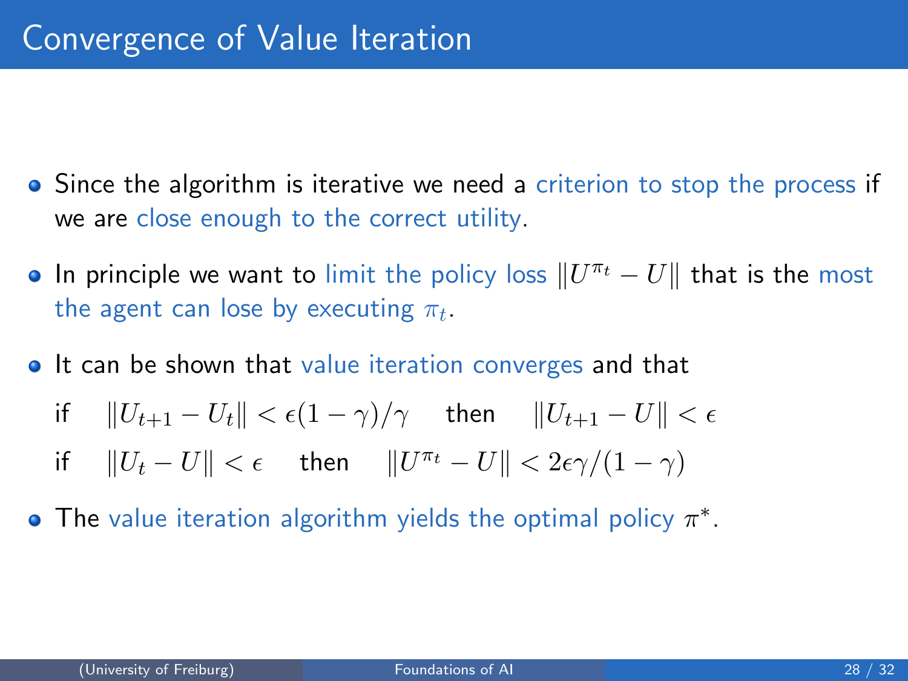# Convergence of Value Iteration

- Since the algorithm is iterative we need a criterion to stop the process if we are close enough to the correct utility.
- In principle we want to limit the policy loss $\|U^{\pi_t} - U\|$ that is the most the agent can lose by executing $\pi_t$.
- It can be shown that value iteration converges and that

  if $\quad \|U_{t+1} - U_t\| < \epsilon(1-\gamma)/\gamma \quad$ then $\quad \|U_{t+1} - U\| < \epsilon$

  if $\quad \|U_t - U\| < \epsilon \quad$ then $\quad \|U^{\pi_t} - U\| < 2\epsilon\gamma/(1-\gamma)$

- The value iteration algorithm yields the optimal policy $\pi^*$.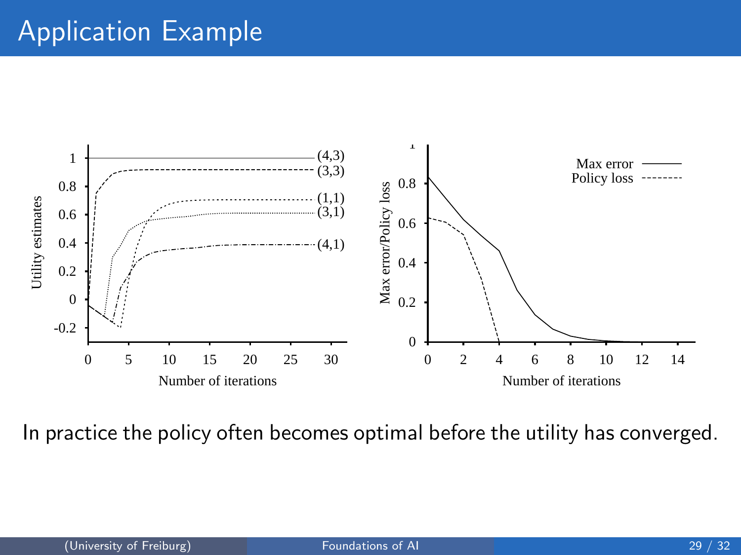# Application Example

In practice the policy often becomes optimal before the utility has converged.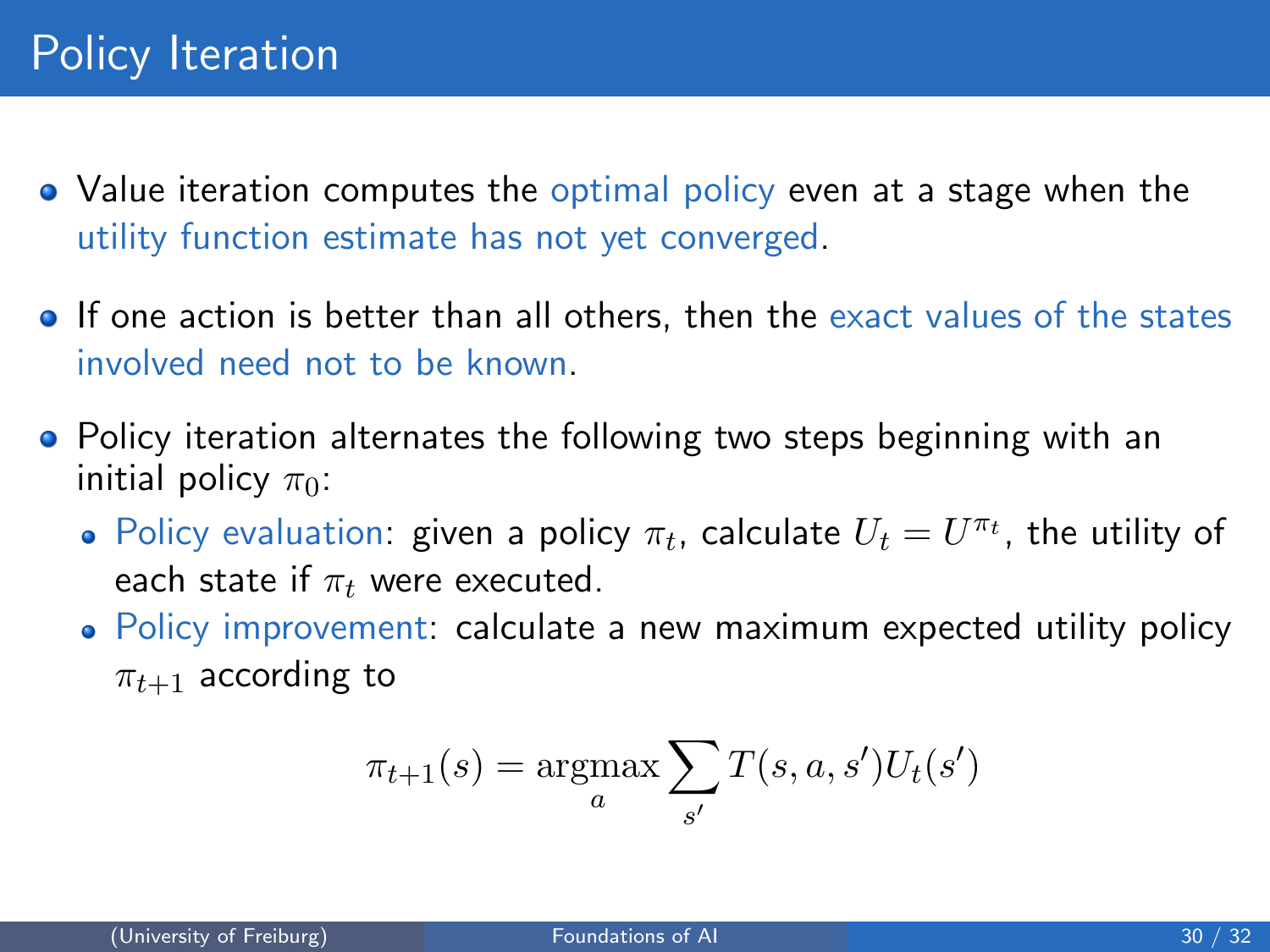# Policy Iteration

- Value iteration computes the optimal policy even at a stage when the utility function estimate has not yet converged.
- If one action is better than all others, then the exact values of the states involved need not to be known.
- Policy iteration alternates the following two steps beginning with an initial policy $\pi_0$:
  - Policy evaluation: given a policy $\pi_t$, calculate $U_t = U^{\pi_t}$, the utility of each state if $\pi_t$ were executed.
  - Policy improvement: calculate a new maximum expected utility policy $\pi_{t+1}$ according to

$$\pi_{t+1}(s) = \underset{a}{\operatorname{argmax}} \sum_{s'} T(s, a, s') U_t(s')$$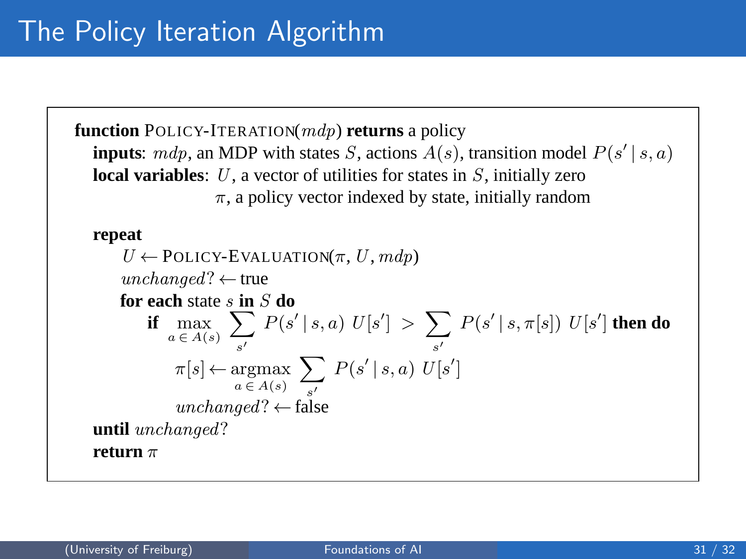# The Policy Iteration Algorithm

**function** POLICY-ITERATION($mdp$) **returns** a policy
  **inputs**: $mdp$, an MDP with states $S$, actions $A(s)$, transition model $P(s' \mid s, a)$
  **local variables**: $U$, a vector of utilities for states in $S$, initially zero
              $\pi$, a policy vector indexed by state, initially random

  **repeat**
    $U \leftarrow$ POLICY-EVALUATION($\pi, U, mdp$)
    $unchanged? \leftarrow$ true
    **for each** state $s$ **in** $S$ **do**
      **if** $\max_{a \in A(s)} \sum_{s'} P(s' \mid s, a)\ U[s'] > \sum_{s'} P(s' \mid s, \pi[s])\ U[s']$ **then do**
        $\pi[s] \leftarrow \operatorname{argmax}_{a \in A(s)} \sum_{s'} P(s' \mid s, a)\ U[s']$
        $unchanged? \leftarrow$ false
  **until** $unchanged?$
  **return** $\pi$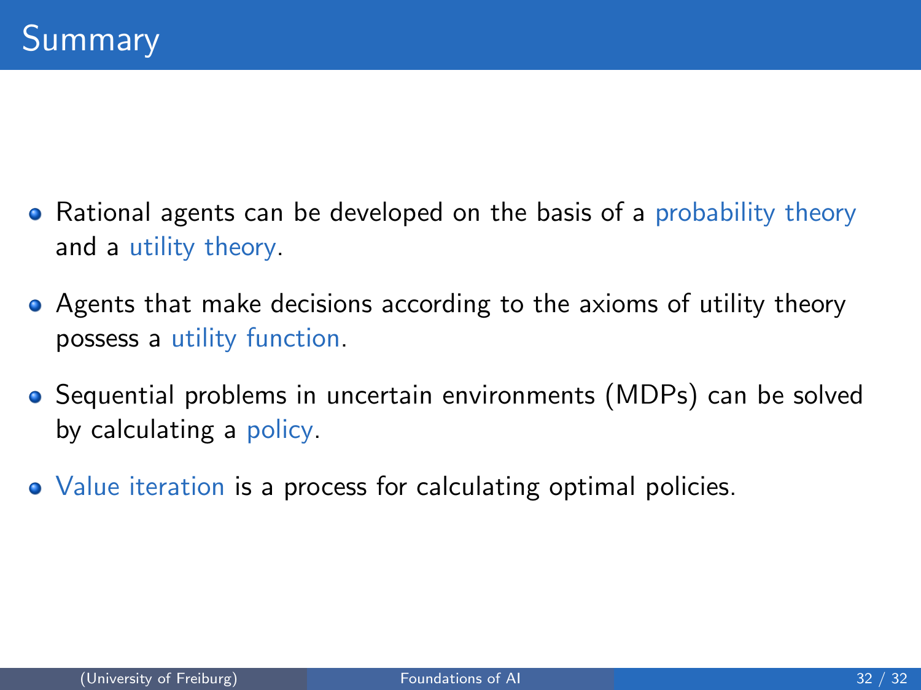# Summary

- Rational agents can be developed on the basis of a probability theory and a utility theory.
- Agents that make decisions according to the axioms of utility theory possess a utility function.
- Sequential problems in uncertain environments (MDPs) can be solved by calculating a policy.
- Value iteration is a process for calculating optimal policies.